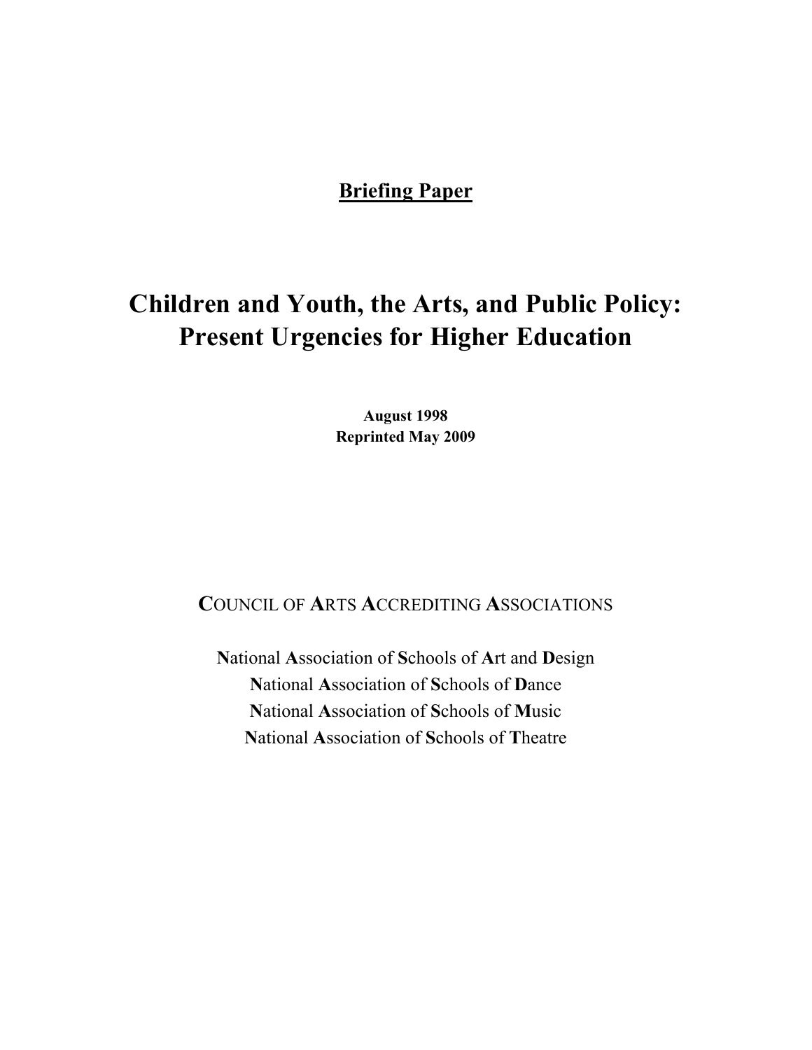**Briefing Paper**

# Children and Youth, the Arts, and Public Policy: Present Urgencies for Higher Education

**August 1998**
**Reprinted May 2009**

COUNCIL OF ARTS ACCREDITING ASSOCIATIONS

**N**ational **A**ssociation of **S**chools of **A**rt and **D**esign
**N**ational **A**ssociation of **S**chools of **D**ance
**N**ational **A**ssociation of **S**chools of **M**usic
**N**ational **A**ssociation of **S**chools of **T**heatre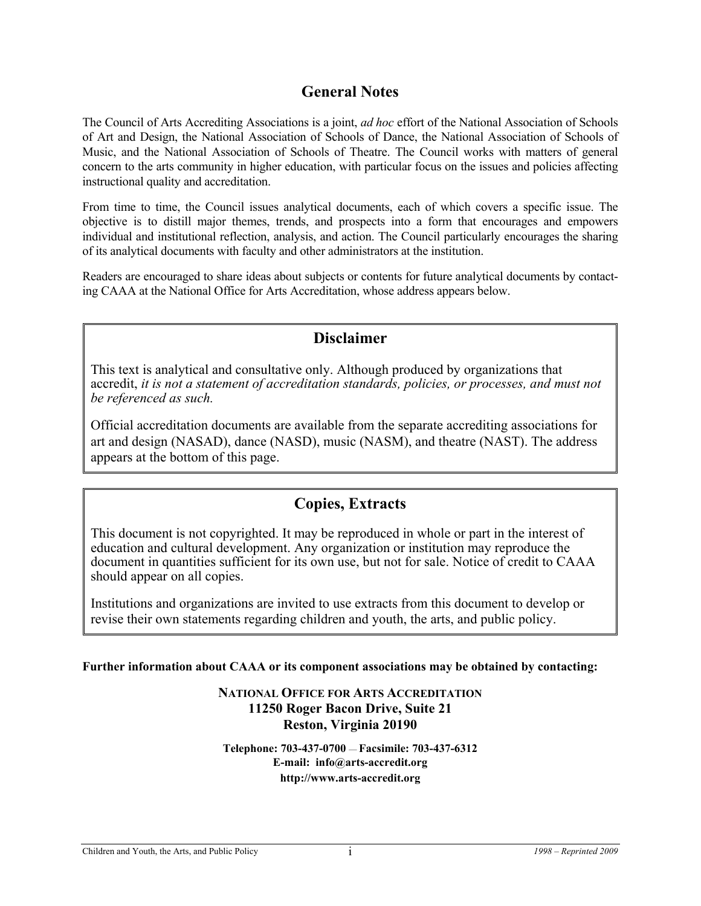## General Notes

The Council of Arts Accrediting Associations is a joint, *ad hoc* effort of the National Association of Schools of Art and Design, the National Association of Schools of Dance, the National Association of Schools of Music, and the National Association of Schools of Theatre. The Council works with matters of general concern to the arts community in higher education, with particular focus on the issues and policies affecting instructional quality and accreditation.

From time to time, the Council issues analytical documents, each of which covers a specific issue. The objective is to distill major themes, trends, and prospects into a form that encourages and empowers individual and institutional reflection, analysis, and action. The Council particularly encourages the sharing of its analytical documents with faculty and other administrators at the institution.

Readers are encouraged to share ideas about subjects or contents for future analytical documents by contacting CAAA at the National Office for Arts Accreditation, whose address appears below.

## Disclaimer

This text is analytical and consultative only. Although produced by organizations that accredit, *it is not a statement of accreditation standards, policies, or processes, and must not be referenced as such.*

Official accreditation documents are available from the separate accrediting associations for art and design (NASAD), dance (NASD), music (NASM), and theatre (NAST). The address appears at the bottom of this page.

## Copies, Extracts

This document is not copyrighted. It may be reproduced in whole or part in the interest of education and cultural development. Any organization or institution may reproduce the document in quantities sufficient for its own use, but not for sale. Notice of credit to CAAA should appear on all copies.

Institutions and organizations are invited to use extracts from this document to develop or revise their own statements regarding children and youth, the arts, and public policy.

**Further information about CAAA or its component associations may be obtained by contacting:**

**NATIONAL OFFICE FOR ARTS ACCREDITATION**
**11250 Roger Bacon Drive, Suite 21**
**Reston, Virginia 20190**

**Telephone: 703-437-0700 — Facsimile: 703-437-6312**
**E-mail: info@arts-accredit.org**
**http://www.arts-accredit.org**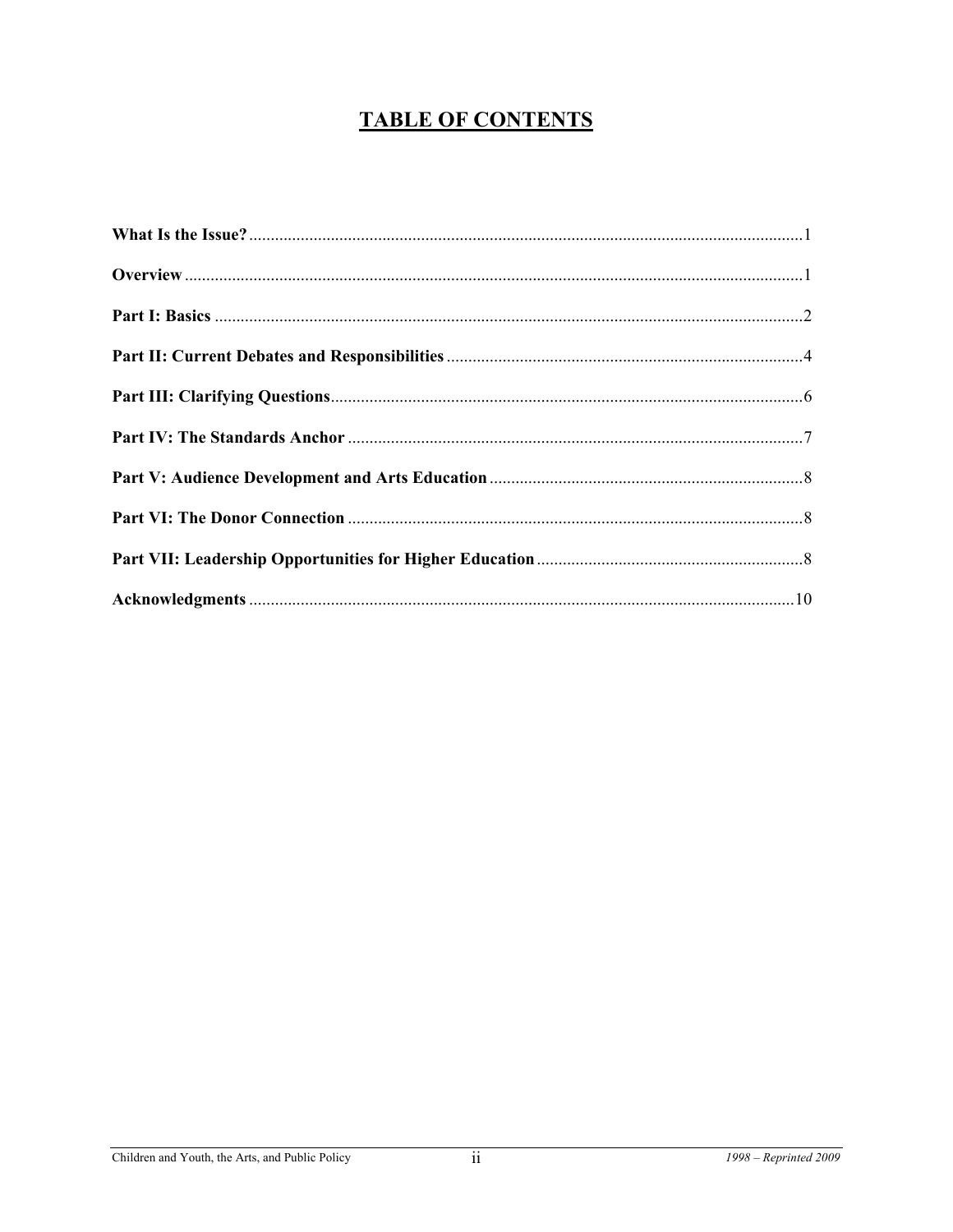# TABLE OF CONTENTS

**What Is the Issue?** .......... 1

**Overview** .......... 1

**Part I: Basics** .......... 2

**Part II: Current Debates and Responsibilities** .......... 4

**Part III: Clarifying Questions** .......... 6

**Part IV: The Standards Anchor** .......... 7

**Part V: Audience Development and Arts Education** .......... 8

**Part VI: The Donor Connection** .......... 8

**Part VII: Leadership Opportunities for Higher Education** .......... 8

**Acknowledgments** .......... 10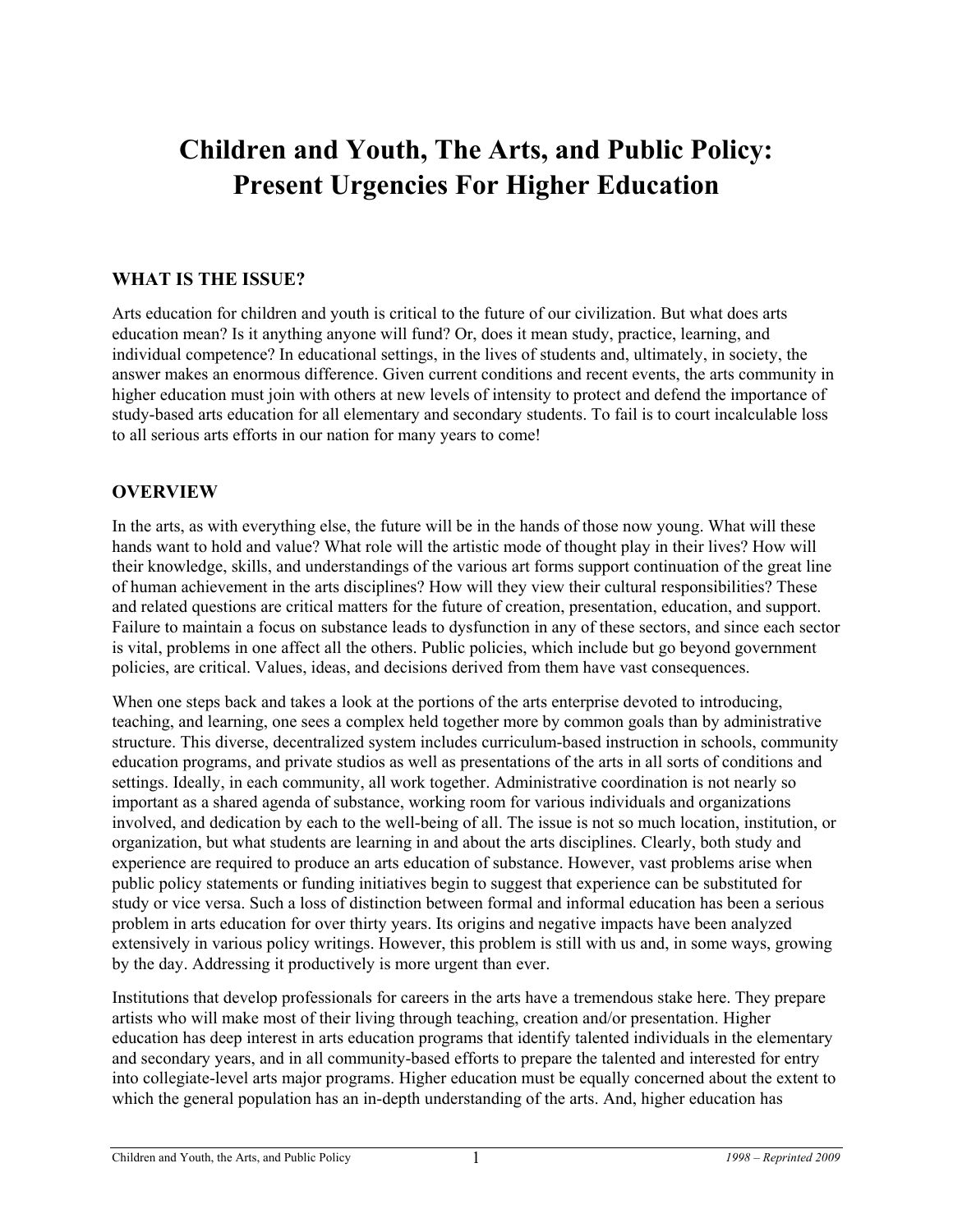# Children and Youth, The Arts, and Public Policy: Present Urgencies For Higher Education

## WHAT IS THE ISSUE?

Arts education for children and youth is critical to the future of our civilization. But what does arts education mean? Is it anything anyone will fund? Or, does it mean study, practice, learning, and individual competence? In educational settings, in the lives of students and, ultimately, in society, the answer makes an enormous difference. Given current conditions and recent events, the arts community in higher education must join with others at new levels of intensity to protect and defend the importance of study-based arts education for all elementary and secondary students. To fail is to court incalculable loss to all serious arts efforts in our nation for many years to come!

## OVERVIEW

In the arts, as with everything else, the future will be in the hands of those now young. What will these hands want to hold and value? What role will the artistic mode of thought play in their lives? How will their knowledge, skills, and understandings of the various art forms support continuation of the great line of human achievement in the arts disciplines? How will they view their cultural responsibilities? These and related questions are critical matters for the future of creation, presentation, education, and support. Failure to maintain a focus on substance leads to dysfunction in any of these sectors, and since each sector is vital, problems in one affect all the others. Public policies, which include but go beyond government policies, are critical. Values, ideas, and decisions derived from them have vast consequences.

When one steps back and takes a look at the portions of the arts enterprise devoted to introducing, teaching, and learning, one sees a complex held together more by common goals than by administrative structure. This diverse, decentralized system includes curriculum-based instruction in schools, community education programs, and private studios as well as presentations of the arts in all sorts of conditions and settings. Ideally, in each community, all work together. Administrative coordination is not nearly so important as a shared agenda of substance, working room for various individuals and organizations involved, and dedication by each to the well-being of all. The issue is not so much location, institution, or organization, but what students are learning in and about the arts disciplines. Clearly, both study and experience are required to produce an arts education of substance. However, vast problems arise when public policy statements or funding initiatives begin to suggest that experience can be substituted for study or vice versa. Such a loss of distinction between formal and informal education has been a serious problem in arts education for over thirty years. Its origins and negative impacts have been analyzed extensively in various policy writings. However, this problem is still with us and, in some ways, growing by the day. Addressing it productively is more urgent than ever.

Institutions that develop professionals for careers in the arts have a tremendous stake here. They prepare artists who will make most of their living through teaching, creation and/or presentation. Higher education has deep interest in arts education programs that identify talented individuals in the elementary and secondary years, and in all community-based efforts to prepare the talented and interested for entry into collegiate-level arts major programs. Higher education must be equally concerned about the extent to which the general population has an in-depth understanding of the arts. And, higher education has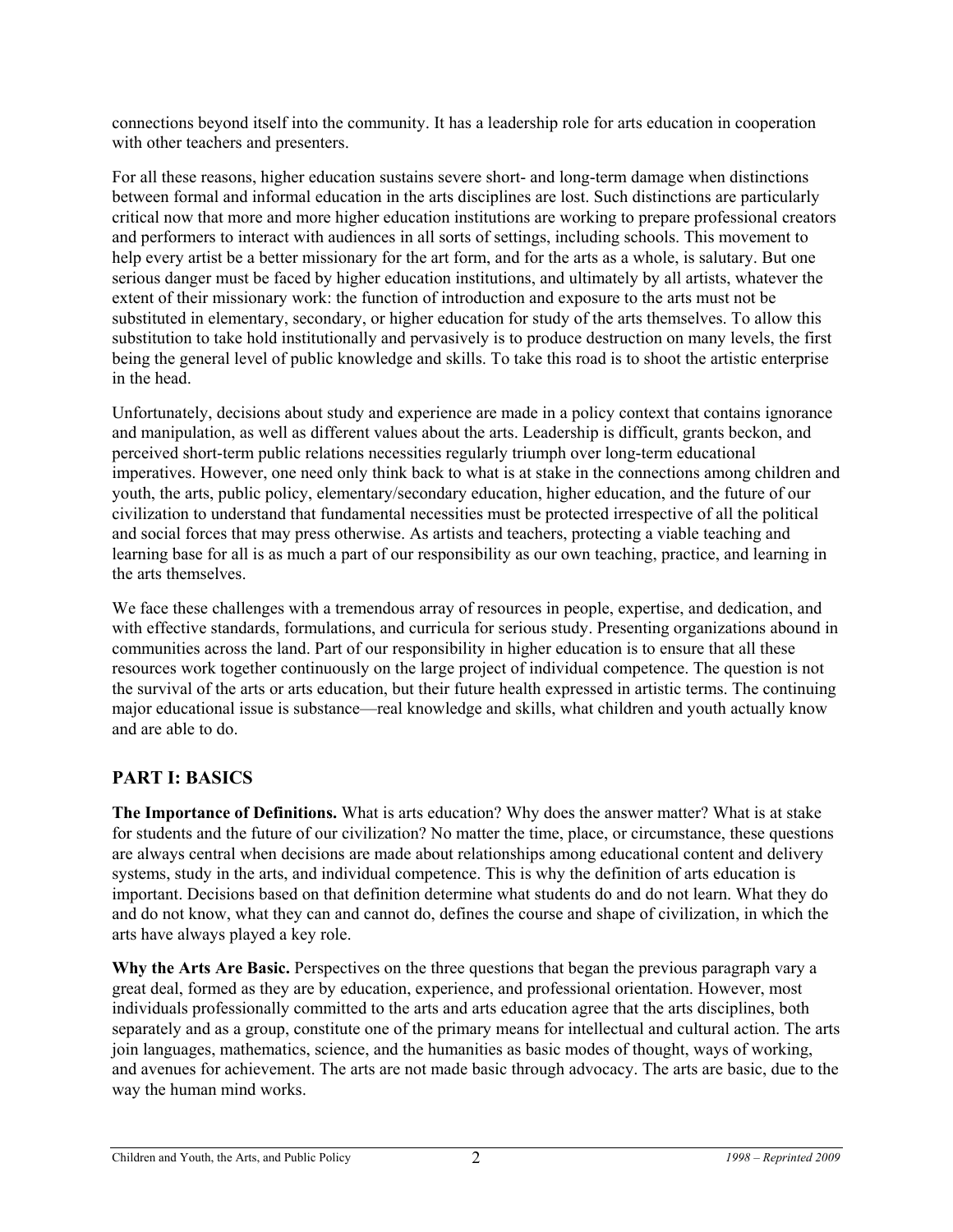connections beyond itself into the community. It has a leadership role for arts education in cooperation with other teachers and presenters.

For all these reasons, higher education sustains severe short- and long-term damage when distinctions between formal and informal education in the arts disciplines are lost. Such distinctions are particularly critical now that more and more higher education institutions are working to prepare professional creators and performers to interact with audiences in all sorts of settings, including schools. This movement to help every artist be a better missionary for the art form, and for the arts as a whole, is salutary. But one serious danger must be faced by higher education institutions, and ultimately by all artists, whatever the extent of their missionary work: the function of introduction and exposure to the arts must not be substituted in elementary, secondary, or higher education for study of the arts themselves. To allow this substitution to take hold institutionally and pervasively is to produce destruction on many levels, the first being the general level of public knowledge and skills. To take this road is to shoot the artistic enterprise in the head.

Unfortunately, decisions about study and experience are made in a policy context that contains ignorance and manipulation, as well as different values about the arts. Leadership is difficult, grants beckon, and perceived short-term public relations necessities regularly triumph over long-term educational imperatives. However, one need only think back to what is at stake in the connections among children and youth, the arts, public policy, elementary/secondary education, higher education, and the future of our civilization to understand that fundamental necessities must be protected irrespective of all the political and social forces that may press otherwise. As artists and teachers, protecting a viable teaching and learning base for all is as much a part of our responsibility as our own teaching, practice, and learning in the arts themselves.

We face these challenges with a tremendous array of resources in people, expertise, and dedication, and with effective standards, formulations, and curricula for serious study. Presenting organizations abound in communities across the land. Part of our responsibility in higher education is to ensure that all these resources work together continuously on the large project of individual competence. The question is not the survival of the arts or arts education, but their future health expressed in artistic terms. The continuing major educational issue is substance—real knowledge and skills, what children and youth actually know and are able to do.

## PART I: BASICS

**The Importance of Definitions.** What is arts education? Why does the answer matter? What is at stake for students and the future of our civilization? No matter the time, place, or circumstance, these questions are always central when decisions are made about relationships among educational content and delivery systems, study in the arts, and individual competence. This is why the definition of arts education is important. Decisions based on that definition determine what students do and do not learn. What they do and do not know, what they can and cannot do, defines the course and shape of civilization, in which the arts have always played a key role.

**Why the Arts Are Basic.** Perspectives on the three questions that began the previous paragraph vary a great deal, formed as they are by education, experience, and professional orientation. However, most individuals professionally committed to the arts and arts education agree that the arts disciplines, both separately and as a group, constitute one of the primary means for intellectual and cultural action. The arts join languages, mathematics, science, and the humanities as basic modes of thought, ways of working, and avenues for achievement. The arts are not made basic through advocacy. The arts are basic, due to the way the human mind works.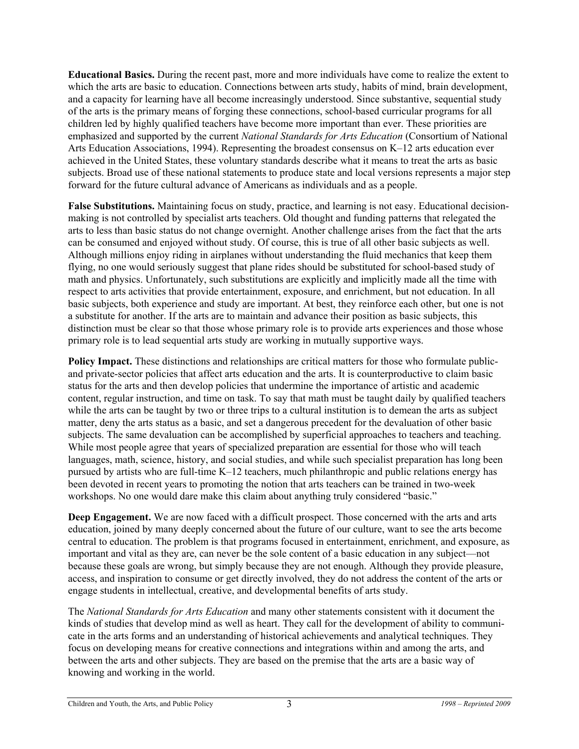**Educational Basics.** During the recent past, more and more individuals have come to realize the extent to which the arts are basic to education. Connections between arts study, habits of mind, brain development, and a capacity for learning have all become increasingly understood. Since substantive, sequential study of the arts is the primary means of forging these connections, school-based curricular programs for all children led by highly qualified teachers have become more important than ever. These priorities are emphasized and supported by the current *National Standards for Arts Education* (Consortium of National Arts Education Associations, 1994). Representing the broadest consensus on K–12 arts education ever achieved in the United States, these voluntary standards describe what it means to treat the arts as basic subjects. Broad use of these national statements to produce state and local versions represents a major step forward for the future cultural advance of Americans as individuals and as a people.

**False Substitutions.** Maintaining focus on study, practice, and learning is not easy. Educational decision-making is not controlled by specialist arts teachers. Old thought and funding patterns that relegated the arts to less than basic status do not change overnight. Another challenge arises from the fact that the arts can be consumed and enjoyed without study. Of course, this is true of all other basic subjects as well. Although millions enjoy riding in airplanes without understanding the fluid mechanics that keep them flying, no one would seriously suggest that plane rides should be substituted for school-based study of math and physics. Unfortunately, such substitutions are explicitly and implicitly made all the time with respect to arts activities that provide entertainment, exposure, and enrichment, but not education. In all basic subjects, both experience and study are important. At best, they reinforce each other, but one is not a substitute for another. If the arts are to maintain and advance their position as basic subjects, this distinction must be clear so that those whose primary role is to provide arts experiences and those whose primary role is to lead sequential arts study are working in mutually supportive ways.

**Policy Impact.** These distinctions and relationships are critical matters for those who formulate public- and private-sector policies that affect arts education and the arts. It is counterproductive to claim basic status for the arts and then develop policies that undermine the importance of artistic and academic content, regular instruction, and time on task. To say that math must be taught daily by qualified teachers while the arts can be taught by two or three trips to a cultural institution is to demean the arts as subject matter, deny the arts status as a basic, and set a dangerous precedent for the devaluation of other basic subjects. The same devaluation can be accomplished by superficial approaches to teachers and teaching. While most people agree that years of specialized preparation are essential for those who will teach languages, math, science, history, and social studies, and while such specialist preparation has long been pursued by artists who are full-time K–12 teachers, much philanthropic and public relations energy has been devoted in recent years to promoting the notion that arts teachers can be trained in two-week workshops. No one would dare make this claim about anything truly considered "basic."

**Deep Engagement.** We are now faced with a difficult prospect. Those concerned with the arts and arts education, joined by many deeply concerned about the future of our culture, want to see the arts become central to education. The problem is that programs focused in entertainment, enrichment, and exposure, as important and vital as they are, can never be the sole content of a basic education in any subject—not because these goals are wrong, but simply because they are not enough. Although they provide pleasure, access, and inspiration to consume or get directly involved, they do not address the content of the arts or engage students in intellectual, creative, and developmental benefits of arts study.

The *National Standards for Arts Education* and many other statements consistent with it document the kinds of studies that develop mind as well as heart. They call for the development of ability to communicate in the arts forms and an understanding of historical achievements and analytical techniques. They focus on developing means for creative connections and integrations within and among the arts, and between the arts and other subjects. They are based on the premise that the arts are a basic way of knowing and working in the world.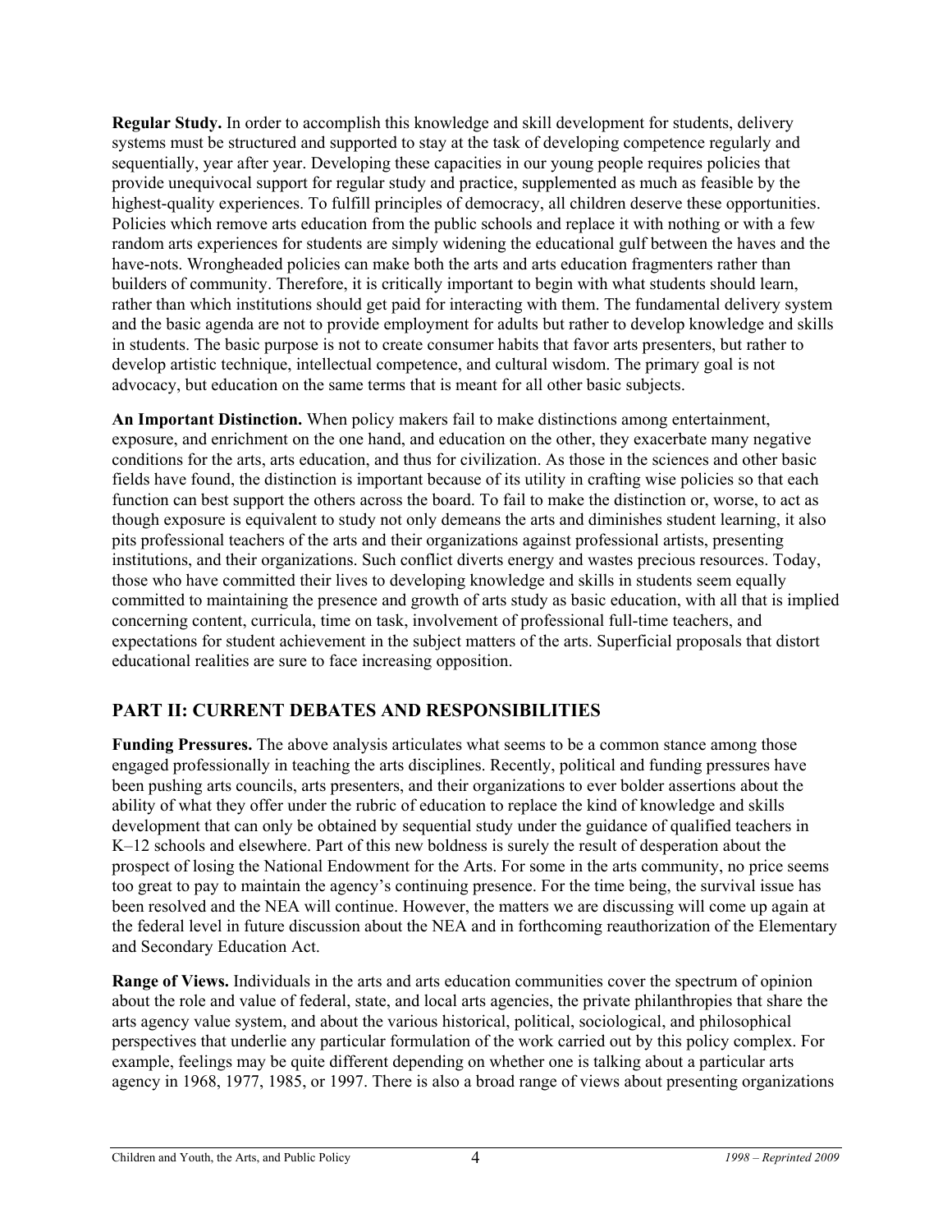**Regular Study.** In order to accomplish this knowledge and skill development for students, delivery systems must be structured and supported to stay at the task of developing competence regularly and sequentially, year after year. Developing these capacities in our young people requires policies that provide unequivocal support for regular study and practice, supplemented as much as feasible by the highest-quality experiences. To fulfill principles of democracy, all children deserve these opportunities. Policies which remove arts education from the public schools and replace it with nothing or with a few random arts experiences for students are simply widening the educational gulf between the haves and the have-nots. Wrongheaded policies can make both the arts and arts education fragmenters rather than builders of community. Therefore, it is critically important to begin with what students should learn, rather than which institutions should get paid for interacting with them. The fundamental delivery system and the basic agenda are not to provide employment for adults but rather to develop knowledge and skills in students. The basic purpose is not to create consumer habits that favor arts presenters, but rather to develop artistic technique, intellectual competence, and cultural wisdom. The primary goal is not advocacy, but education on the same terms that is meant for all other basic subjects.

**An Important Distinction.** When policy makers fail to make distinctions among entertainment, exposure, and enrichment on the one hand, and education on the other, they exacerbate many negative conditions for the arts, arts education, and thus for civilization. As those in the sciences and other basic fields have found, the distinction is important because of its utility in crafting wise policies so that each function can best support the others across the board. To fail to make the distinction or, worse, to act as though exposure is equivalent to study not only demeans the arts and diminishes student learning, it also pits professional teachers of the arts and their organizations against professional artists, presenting institutions, and their organizations. Such conflict diverts energy and wastes precious resources. Today, those who have committed their lives to developing knowledge and skills in students seem equally committed to maintaining the presence and growth of arts study as basic education, with all that is implied concerning content, curricula, time on task, involvement of professional full-time teachers, and expectations for student achievement in the subject matters of the arts. Superficial proposals that distort educational realities are sure to face increasing opposition.

## PART II: CURRENT DEBATES AND RESPONSIBILITIES

**Funding Pressures.** The above analysis articulates what seems to be a common stance among those engaged professionally in teaching the arts disciplines. Recently, political and funding pressures have been pushing arts councils, arts presenters, and their organizations to ever bolder assertions about the ability of what they offer under the rubric of education to replace the kind of knowledge and skills development that can only be obtained by sequential study under the guidance of qualified teachers in K–12 schools and elsewhere. Part of this new boldness is surely the result of desperation about the prospect of losing the National Endowment for the Arts. For some in the arts community, no price seems too great to pay to maintain the agency's continuing presence. For the time being, the survival issue has been resolved and the NEA will continue. However, the matters we are discussing will come up again at the federal level in future discussion about the NEA and in forthcoming reauthorization of the Elementary and Secondary Education Act.

**Range of Views.** Individuals in the arts and arts education communities cover the spectrum of opinion about the role and value of federal, state, and local arts agencies, the private philanthropies that share the arts agency value system, and about the various historical, political, sociological, and philosophical perspectives that underlie any particular formulation of the work carried out by this policy complex. For example, feelings may be quite different depending on whether one is talking about a particular arts agency in 1968, 1977, 1985, or 1997. There is also a broad range of views about presenting organizations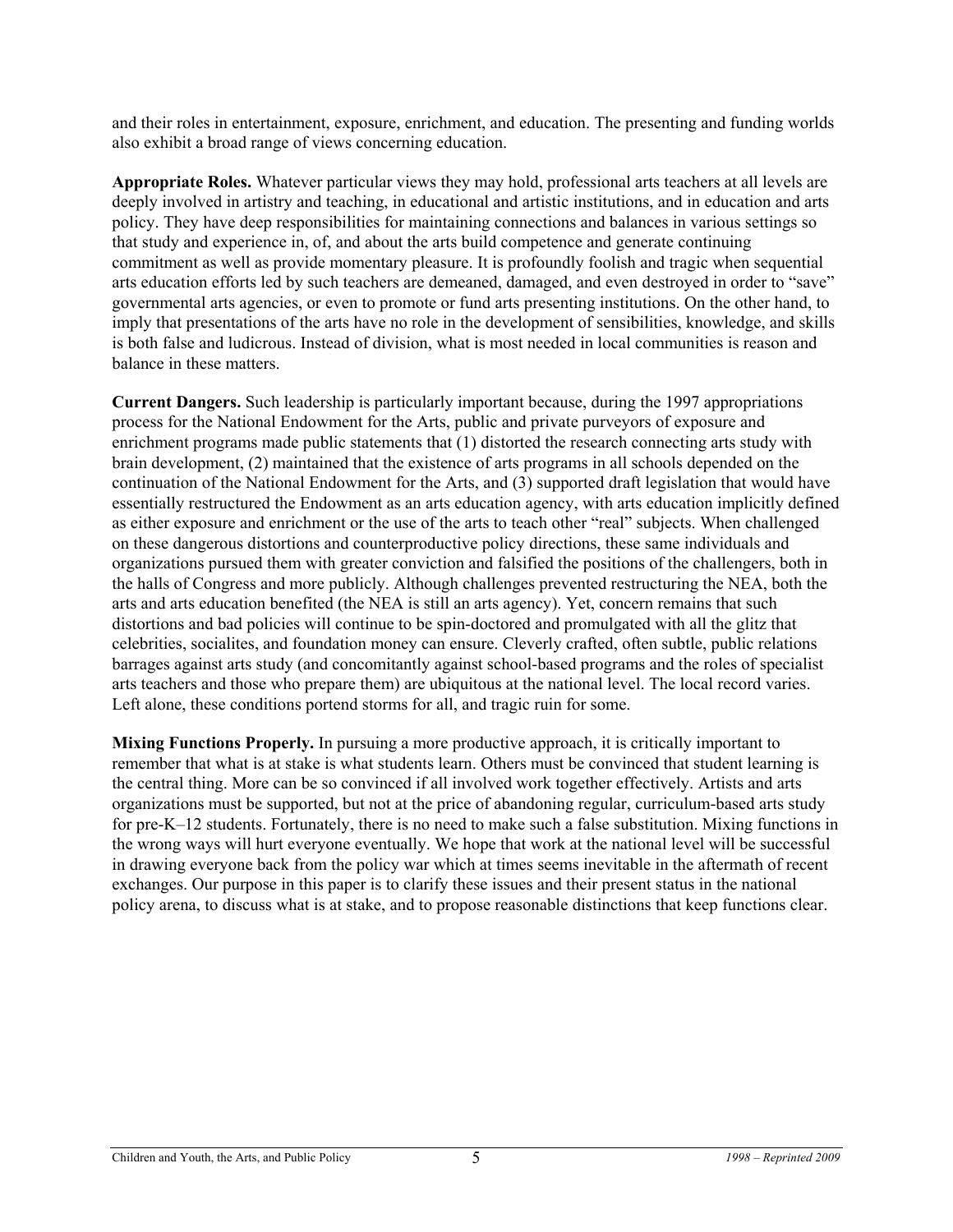and their roles in entertainment, exposure, enrichment, and education. The presenting and funding worlds also exhibit a broad range of views concerning education.

**Appropriate Roles.** Whatever particular views they may hold, professional arts teachers at all levels are deeply involved in artistry and teaching, in educational and artistic institutions, and in education and arts policy. They have deep responsibilities for maintaining connections and balances in various settings so that study and experience in, of, and about the arts build competence and generate continuing commitment as well as provide momentary pleasure. It is profoundly foolish and tragic when sequential arts education efforts led by such teachers are demeaned, damaged, and even destroyed in order to "save" governmental arts agencies, or even to promote or fund arts presenting institutions. On the other hand, to imply that presentations of the arts have no role in the development of sensibilities, knowledge, and skills is both false and ludicrous. Instead of division, what is most needed in local communities is reason and balance in these matters.

**Current Dangers.** Such leadership is particularly important because, during the 1997 appropriations process for the National Endowment for the Arts, public and private purveyors of exposure and enrichment programs made public statements that (1) distorted the research connecting arts study with brain development, (2) maintained that the existence of arts programs in all schools depended on the continuation of the National Endowment for the Arts, and (3) supported draft legislation that would have essentially restructured the Endowment as an arts education agency, with arts education implicitly defined as either exposure and enrichment or the use of the arts to teach other "real" subjects. When challenged on these dangerous distortions and counterproductive policy directions, these same individuals and organizations pursued them with greater conviction and falsified the positions of the challengers, both in the halls of Congress and more publicly. Although challenges prevented restructuring the NEA, both the arts and arts education benefited (the NEA is still an arts agency). Yet, concern remains that such distortions and bad policies will continue to be spin-doctored and promulgated with all the glitz that celebrities, socialites, and foundation money can ensure. Cleverly crafted, often subtle, public relations barrages against arts study (and concomitantly against school-based programs and the roles of specialist arts teachers and those who prepare them) are ubiquitous at the national level. The local record varies. Left alone, these conditions portend storms for all, and tragic ruin for some.

**Mixing Functions Properly.** In pursuing a more productive approach, it is critically important to remember that what is at stake is what students learn. Others must be convinced that student learning is the central thing. More can be so convinced if all involved work together effectively. Artists and arts organizations must be supported, but not at the price of abandoning regular, curriculum-based arts study for pre-K–12 students. Fortunately, there is no need to make such a false substitution. Mixing functions in the wrong ways will hurt everyone eventually. We hope that work at the national level will be successful in drawing everyone back from the policy war which at times seems inevitable in the aftermath of recent exchanges. Our purpose in this paper is to clarify these issues and their present status in the national policy arena, to discuss what is at stake, and to propose reasonable distinctions that keep functions clear.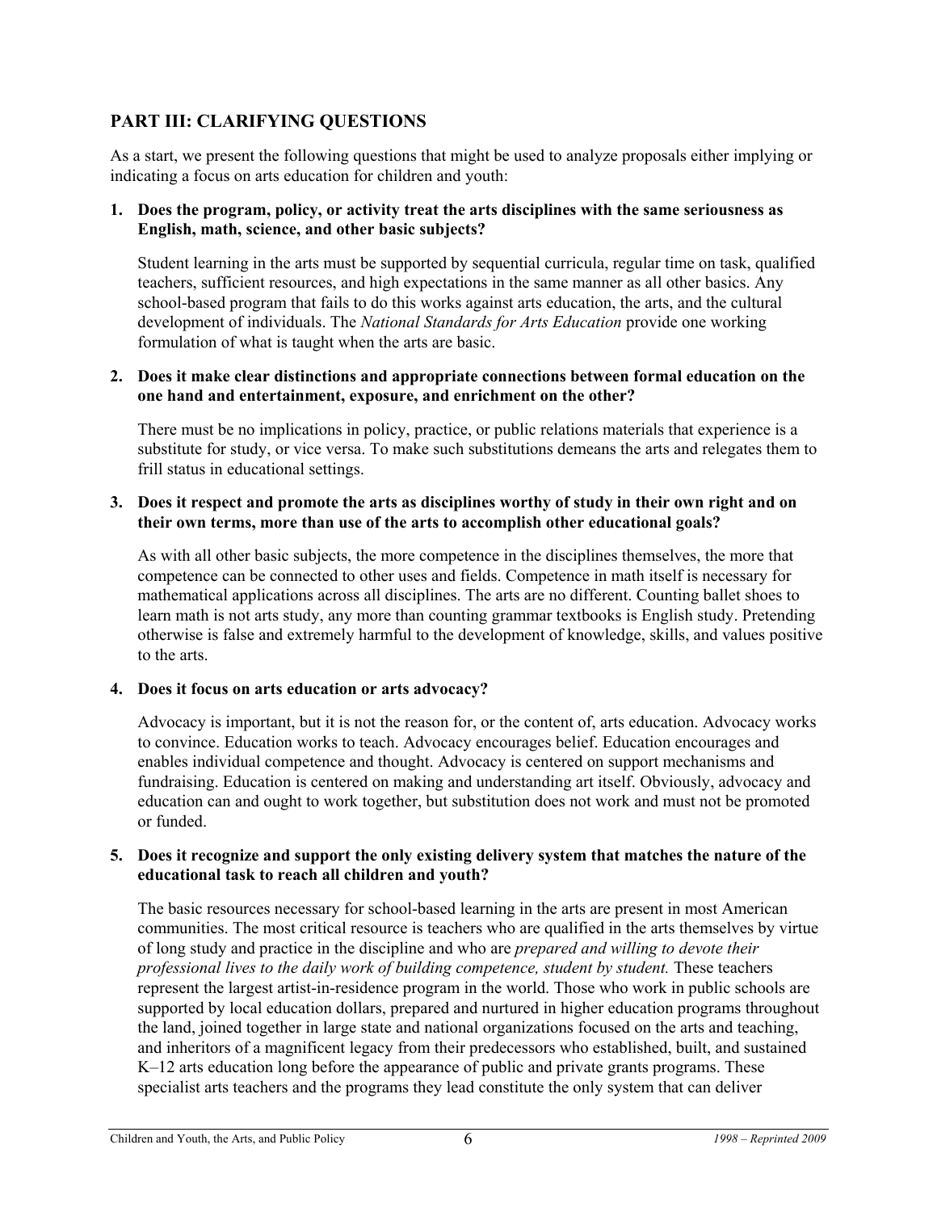## PART III: CLARIFYING QUESTIONS

As a start, we present the following questions that might be used to analyze proposals either implying or indicating a focus on arts education for children and youth:

**1. Does the program, policy, or activity treat the arts disciplines with the same seriousness as English, math, science, and other basic subjects?**

Student learning in the arts must be supported by sequential curricula, regular time on task, qualified teachers, sufficient resources, and high expectations in the same manner as all other basics. Any school-based program that fails to do this works against arts education, the arts, and the cultural development of individuals. The *National Standards for Arts Education* provide one working formulation of what is taught when the arts are basic.

**2. Does it make clear distinctions and appropriate connections between formal education on the one hand and entertainment, exposure, and enrichment on the other?**

There must be no implications in policy, practice, or public relations materials that experience is a substitute for study, or vice versa. To make such substitutions demeans the arts and relegates them to frill status in educational settings.

**3. Does it respect and promote the arts as disciplines worthy of study in their own right and on their own terms, more than use of the arts to accomplish other educational goals?**

As with all other basic subjects, the more competence in the disciplines themselves, the more that competence can be connected to other uses and fields. Competence in math itself is necessary for mathematical applications across all disciplines. The arts are no different. Counting ballet shoes to learn math is not arts study, any more than counting grammar textbooks is English study. Pretending otherwise is false and extremely harmful to the development of knowledge, skills, and values positive to the arts.

**4. Does it focus on arts education or arts advocacy?**

Advocacy is important, but it is not the reason for, or the content of, arts education. Advocacy works to convince. Education works to teach. Advocacy encourages belief. Education encourages and enables individual competence and thought. Advocacy is centered on support mechanisms and fundraising. Education is centered on making and understanding art itself. Obviously, advocacy and education can and ought to work together, but substitution does not work and must not be promoted or funded.

**5. Does it recognize and support the only existing delivery system that matches the nature of the educational task to reach all children and youth?**

The basic resources necessary for school-based learning in the arts are present in most American communities. The most critical resource is teachers who are qualified in the arts themselves by virtue of long study and practice in the discipline and who are *prepared and willing to devote their professional lives to the daily work of building competence, student by student.* These teachers represent the largest artist-in-residence program in the world. Those who work in public schools are supported by local education dollars, prepared and nurtured in higher education programs throughout the land, joined together in large state and national organizations focused on the arts and teaching, and inheritors of a magnificent legacy from their predecessors who established, built, and sustained K–12 arts education long before the appearance of public and private grants programs. These specialist arts teachers and the programs they lead constitute the only system that can deliver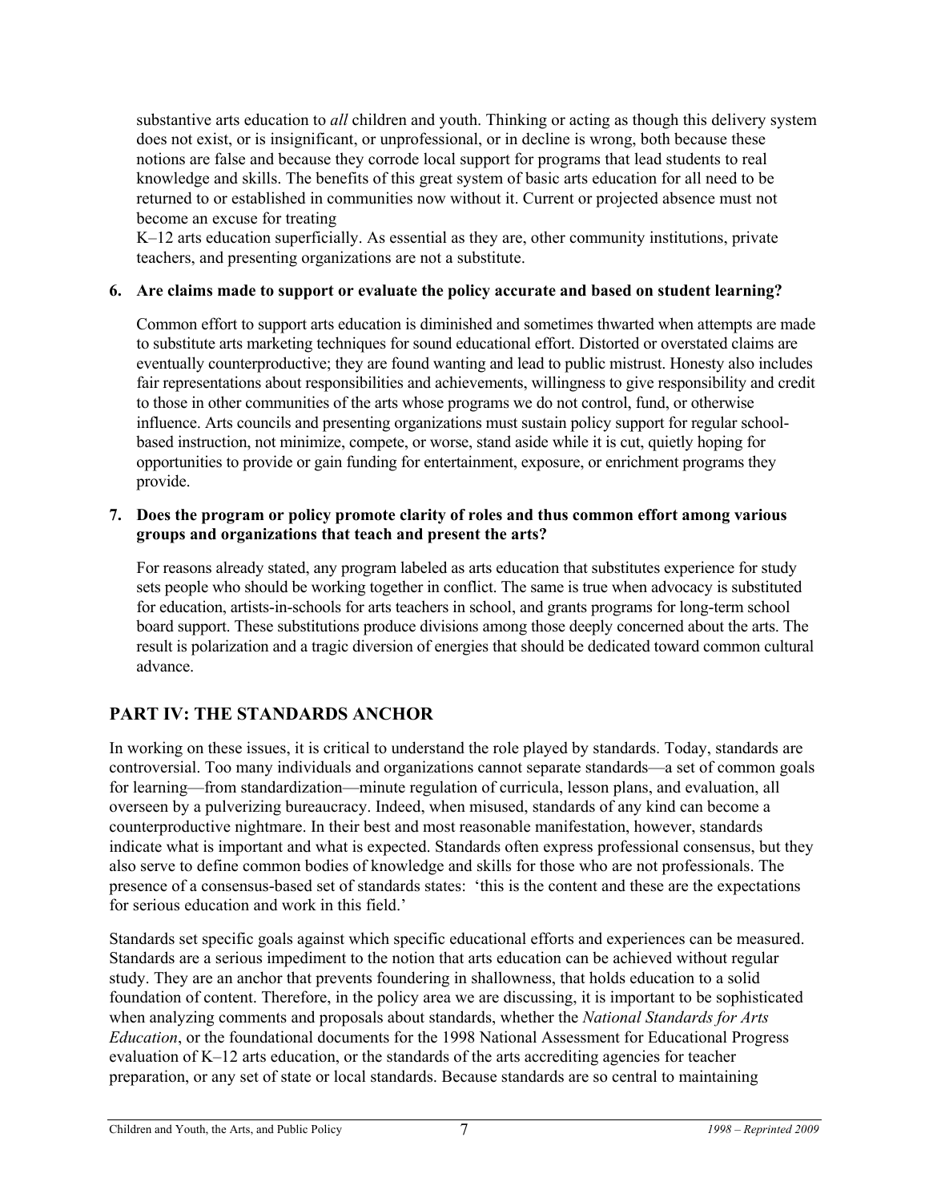substantive arts education to *all* children and youth. Thinking or acting as though this delivery system does not exist, or is insignificant, or unprofessional, or in decline is wrong, both because these notions are false and because they corrode local support for programs that lead students to real knowledge and skills. The benefits of this great system of basic arts education for all need to be returned to or established in communities now without it. Current or projected absence must not become an excuse for treating K–12 arts education superficially. As essential as they are, other community institutions, private teachers, and presenting organizations are not a substitute.

**6. Are claims made to support or evaluate the policy accurate and based on student learning?**

Common effort to support arts education is diminished and sometimes thwarted when attempts are made to substitute arts marketing techniques for sound educational effort. Distorted or overstated claims are eventually counterproductive; they are found wanting and lead to public mistrust. Honesty also includes fair representations about responsibilities and achievements, willingness to give responsibility and credit to those in other communities of the arts whose programs we do not control, fund, or otherwise influence. Arts councils and presenting organizations must sustain policy support for regular school-based instruction, not minimize, compete, or worse, stand aside while it is cut, quietly hoping for opportunities to provide or gain funding for entertainment, exposure, or enrichment programs they provide.

**7. Does the program or policy promote clarity of roles and thus common effort among various groups and organizations that teach and present the arts?**

For reasons already stated, any program labeled as arts education that substitutes experience for study sets people who should be working together in conflict. The same is true when advocacy is substituted for education, artists-in-schools for arts teachers in school, and grants programs for long-term school board support. These substitutions produce divisions among those deeply concerned about the arts. The result is polarization and a tragic diversion of energies that should be dedicated toward common cultural advance.

## PART IV: THE STANDARDS ANCHOR

In working on these issues, it is critical to understand the role played by standards. Today, standards are controversial. Too many individuals and organizations cannot separate standards—a set of common goals for learning—from standardization—minute regulation of curricula, lesson plans, and evaluation, all overseen by a pulverizing bureaucracy. Indeed, when misused, standards of any kind can become a counterproductive nightmare. In their best and most reasonable manifestation, however, standards indicate what is important and what is expected. Standards often express professional consensus, but they also serve to define common bodies of knowledge and skills for those who are not professionals. The presence of a consensus-based set of standards states: 'this is the content and these are the expectations for serious education and work in this field.'

Standards set specific goals against which specific educational efforts and experiences can be measured. Standards are a serious impediment to the notion that arts education can be achieved without regular study. They are an anchor that prevents foundering in shallowness, that holds education to a solid foundation of content. Therefore, in the policy area we are discussing, it is important to be sophisticated when analyzing comments and proposals about standards, whether the *National Standards for Arts Education*, or the foundational documents for the 1998 National Assessment for Educational Progress evaluation of K–12 arts education, or the standards of the arts accrediting agencies for teacher preparation, or any set of state or local standards. Because standards are so central to maintaining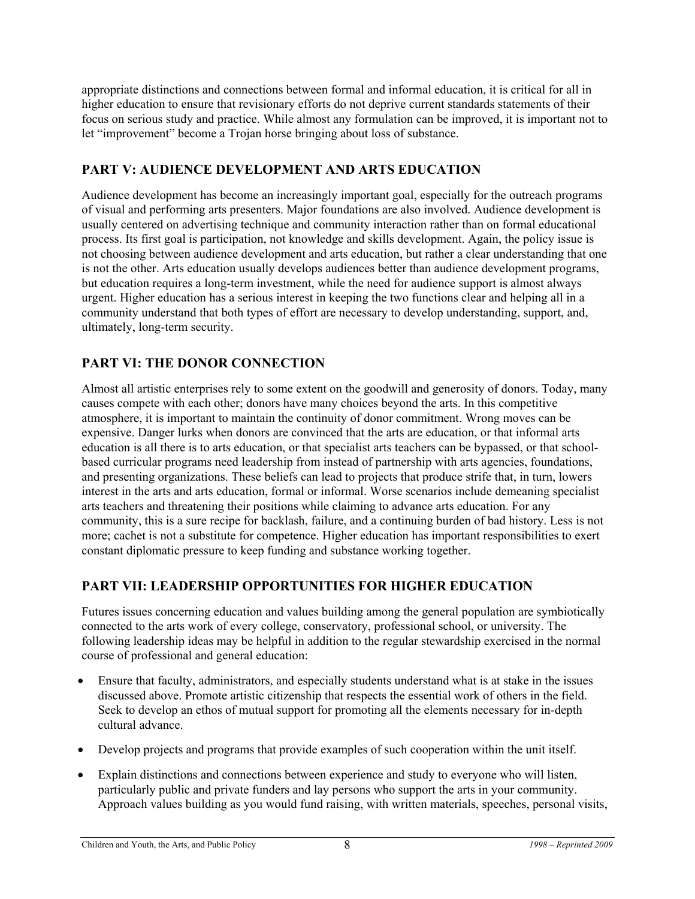appropriate distinctions and connections between formal and informal education, it is critical for all in higher education to ensure that revisionary efforts do not deprive current standards statements of their focus on serious study and practice. While almost any formulation can be improved, it is important not to let "improvement" become a Trojan horse bringing about loss of substance.

## PART V: AUDIENCE DEVELOPMENT AND ARTS EDUCATION

Audience development has become an increasingly important goal, especially for the outreach programs of visual and performing arts presenters. Major foundations are also involved. Audience development is usually centered on advertising technique and community interaction rather than on formal educational process. Its first goal is participation, not knowledge and skills development. Again, the policy issue is not choosing between audience development and arts education, but rather a clear understanding that one is not the other. Arts education usually develops audiences better than audience development programs, but education requires a long-term investment, while the need for audience support is almost always urgent. Higher education has a serious interest in keeping the two functions clear and helping all in a community understand that both types of effort are necessary to develop understanding, support, and, ultimately, long-term security.

## PART VI: THE DONOR CONNECTION

Almost all artistic enterprises rely to some extent on the goodwill and generosity of donors. Today, many causes compete with each other; donors have many choices beyond the arts. In this competitive atmosphere, it is important to maintain the continuity of donor commitment. Wrong moves can be expensive. Danger lurks when donors are convinced that the arts are education, or that informal arts education is all there is to arts education, or that specialist arts teachers can be bypassed, or that school-based curricular programs need leadership from instead of partnership with arts agencies, foundations, and presenting organizations. These beliefs can lead to projects that produce strife that, in turn, lowers interest in the arts and arts education, formal or informal. Worse scenarios include demeaning specialist arts teachers and threatening their positions while claiming to advance arts education. For any community, this is a sure recipe for backlash, failure, and a continuing burden of bad history. Less is not more; cachet is not a substitute for competence. Higher education has important responsibilities to exert constant diplomatic pressure to keep funding and substance working together.

## PART VII: LEADERSHIP OPPORTUNITIES FOR HIGHER EDUCATION

Futures issues concerning education and values building among the general population are symbiotically connected to the arts work of every college, conservatory, professional school, or university. The following leadership ideas may be helpful in addition to the regular stewardship exercised in the normal course of professional and general education:

- Ensure that faculty, administrators, and especially students understand what is at stake in the issues discussed above. Promote artistic citizenship that respects the essential work of others in the field. Seek to develop an ethos of mutual support for promoting all the elements necessary for in-depth cultural advance.
- Develop projects and programs that provide examples of such cooperation within the unit itself.
- Explain distinctions and connections between experience and study to everyone who will listen, particularly public and private funders and lay persons who support the arts in your community. Approach values building as you would fund raising, with written materials, speeches, personal visits,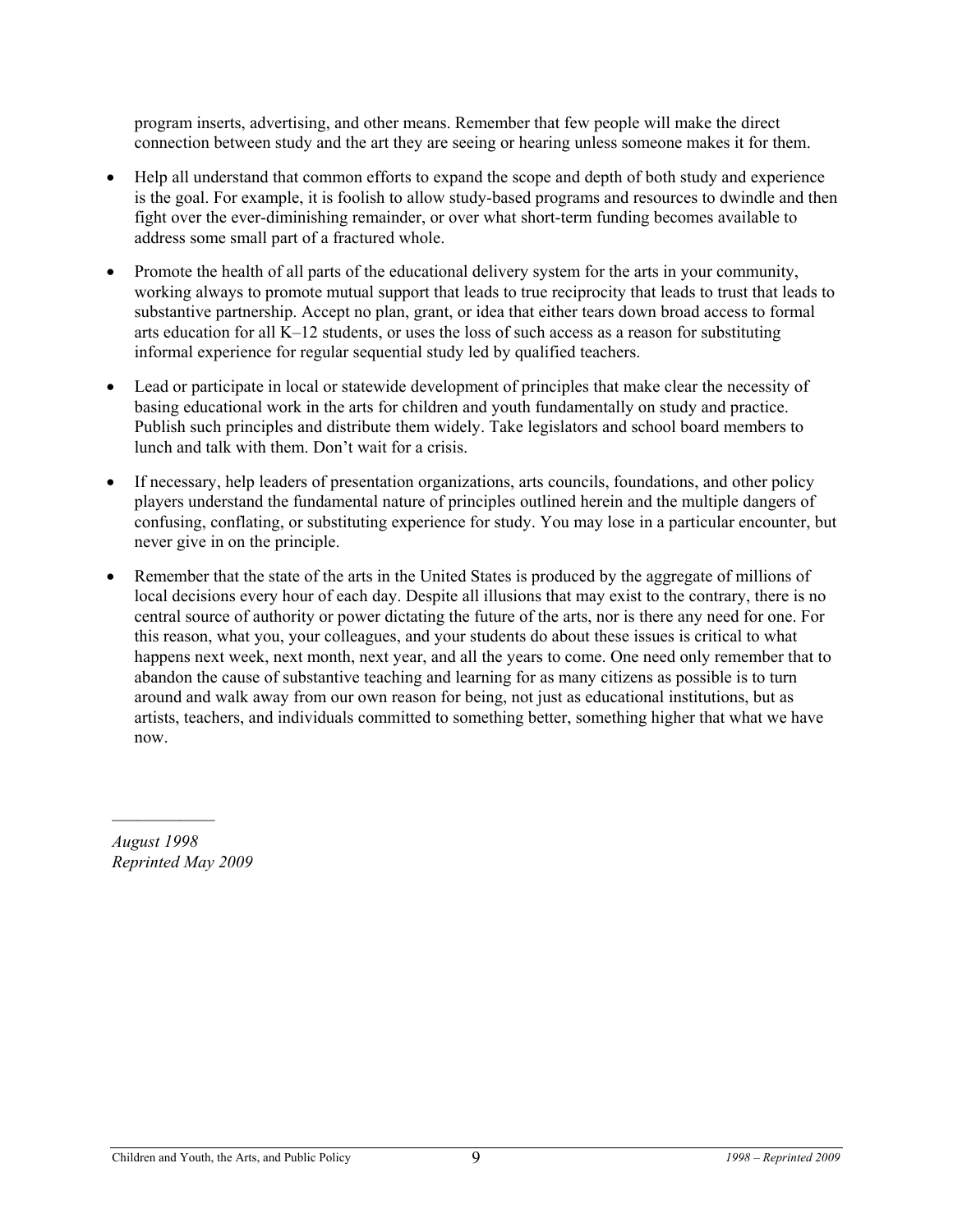program inserts, advertising, and other means. Remember that few people will make the direct connection between study and the art they are seeing or hearing unless someone makes it for them.

- Help all understand that common efforts to expand the scope and depth of both study and experience is the goal. For example, it is foolish to allow study-based programs and resources to dwindle and then fight over the ever-diminishing remainder, or over what short-term funding becomes available to address some small part of a fractured whole.

- Promote the health of all parts of the educational delivery system for the arts in your community, working always to promote mutual support that leads to true reciprocity that leads to trust that leads to substantive partnership. Accept no plan, grant, or idea that either tears down broad access to formal arts education for all K–12 students, or uses the loss of such access as a reason for substituting informal experience for regular sequential study led by qualified teachers.

- Lead or participate in local or statewide development of principles that make clear the necessity of basing educational work in the arts for children and youth fundamentally on study and practice. Publish such principles and distribute them widely. Take legislators and school board members to lunch and talk with them. Don't wait for a crisis.

- If necessary, help leaders of presentation organizations, arts councils, foundations, and other policy players understand the fundamental nature of principles outlined herein and the multiple dangers of confusing, conflating, or substituting experience for study. You may lose in a particular encounter, but never give in on the principle.

- Remember that the state of the arts in the United States is produced by the aggregate of millions of local decisions every hour of each day. Despite all illusions that may exist to the contrary, there is no central source of authority or power dictating the future of the arts, nor is there any need for one. For this reason, what you, your colleagues, and your students do about these issues is critical to what happens next week, next month, next year, and all the years to come. One need only remember that to abandon the cause of substantive teaching and learning for as many citizens as possible is to turn around and walk away from our own reason for being, not just as educational institutions, but as artists, teachers, and individuals committed to something better, something higher that what we have now.

---

*August 1998*
*Reprinted May 2009*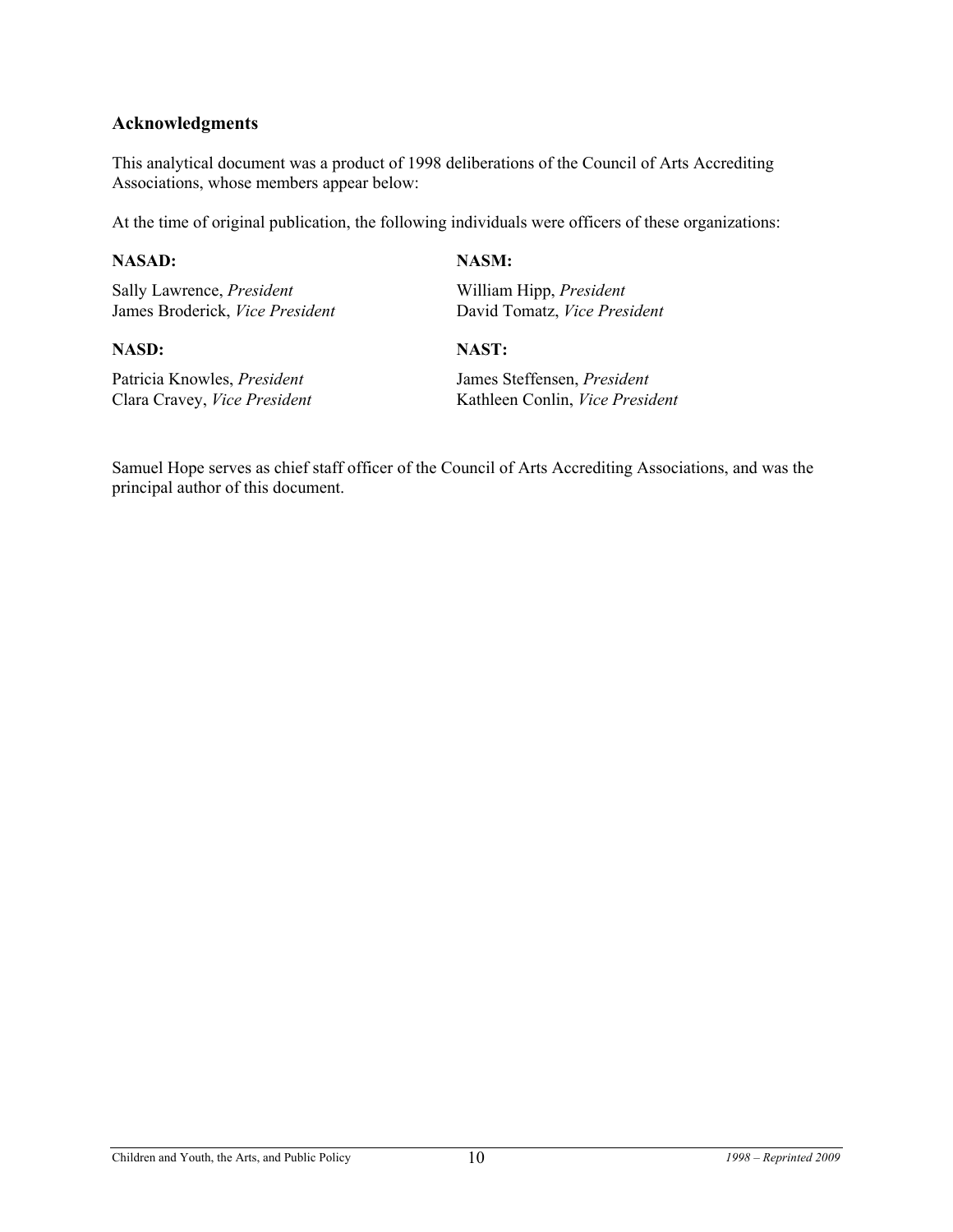## Acknowledgments

This analytical document was a product of 1998 deliberations of the Council of Arts Accrediting Associations, whose members appear below:

At the time of original publication, the following individuals were officers of these organizations:

**NASAD:**

Sally Lawrence, *President*
James Broderick, *Vice President*

**NASD:**

Patricia Knowles, *President*
Clara Cravey, *Vice President*

**NASM:**

William Hipp, *President*
David Tomatz, *Vice President*

**NAST:**

James Steffensen, *President*
Kathleen Conlin, *Vice President*

Samuel Hope serves as chief staff officer of the Council of Arts Accrediting Associations, and was the principal author of this document.